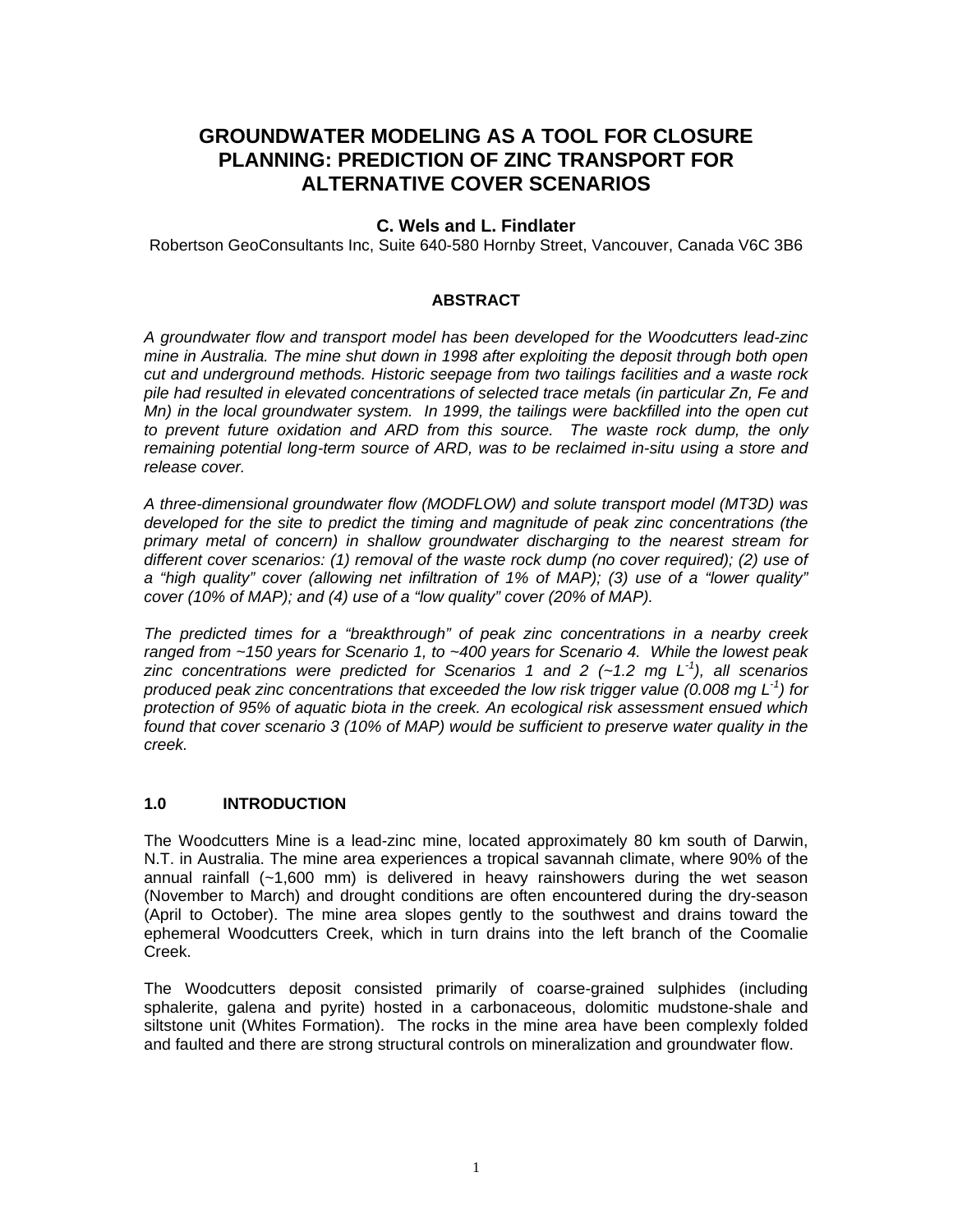# GROUNDWATER MODELING AS A TOOL FOR CLOSURE PLANNING: PREDICTION OF ZINC TRANSPORT FOR ALTERNATIVE COVER SCENARIOS

**C. Wels and L. Findlater**

Robertson GeoConsultants Inc, Suite 640-580 Hornby Street, Vancouver, Canada V6C 3B6

## ABSTRACT

*A groundwater flow and transport model has been developed for the Woodcutters lead-zinc mine in Australia. The mine shut down in 1998 after exploiting the deposit through both open cut and underground methods. Historic seepage from two tailings facilities and a waste rock pile had resulted in elevated concentrations of selected trace metals (in particular Zn, Fe and Mn) in the local groundwater system. In 1999, the tailings were backfilled into the open cut to prevent future oxidation and ARD from this source. The waste rock dump, the only remaining potential long-term source of ARD, was to be reclaimed in-situ using a store and release cover.*

*A three-dimensional groundwater flow (MODFLOW) and solute transport model (MT3D) was developed for the site to predict the timing and magnitude of peak zinc concentrations (the primary metal of concern) in shallow groundwater discharging to the nearest stream for different cover scenarios: (1) removal of the waste rock dump (no cover required); (2) use of a "high quality" cover (allowing net infiltration of 1% of MAP); (3) use of a "lower quality" cover (10% of MAP); and (4) use of a "low quality" cover (20% of MAP).*

*The predicted times for a "breakthrough" of peak zinc concentrations in a nearby creek ranged from ~150 years for Scenario 1, to ~400 years for Scenario 4. While the lowest peak zinc concentrations were predicted for Scenarios 1 and 2 (~1.2 mg $L^{-1}$), all scenarios produced peak zinc concentrations that exceeded the low risk trigger value (0.008 mg $L^{-1}$) for protection of 95% of aquatic biota in the creek. An ecological risk assessment ensued which found that cover scenario 3 (10% of MAP) would be sufficient to preserve water quality in the creek.*

## 1.0 INTRODUCTION

The Woodcutters Mine is a lead-zinc mine, located approximately 80 km south of Darwin, N.T. in Australia. The mine area experiences a tropical savannah climate, where 90% of the annual rainfall (~1,600 mm) is delivered in heavy rainshowers during the wet season (November to March) and drought conditions are often encountered during the dry-season (April to October). The mine area slopes gently to the southwest and drains toward the ephemeral Woodcutters Creek, which in turn drains into the left branch of the Coomalie Creek.

The Woodcutters deposit consisted primarily of coarse-grained sulphides (including sphalerite, galena and pyrite) hosted in a carbonaceous, dolomitic mudstone-shale and siltstone unit (Whites Formation). The rocks in the mine area have been complexly folded and faulted and there are strong structural controls on mineralization and groundwater flow.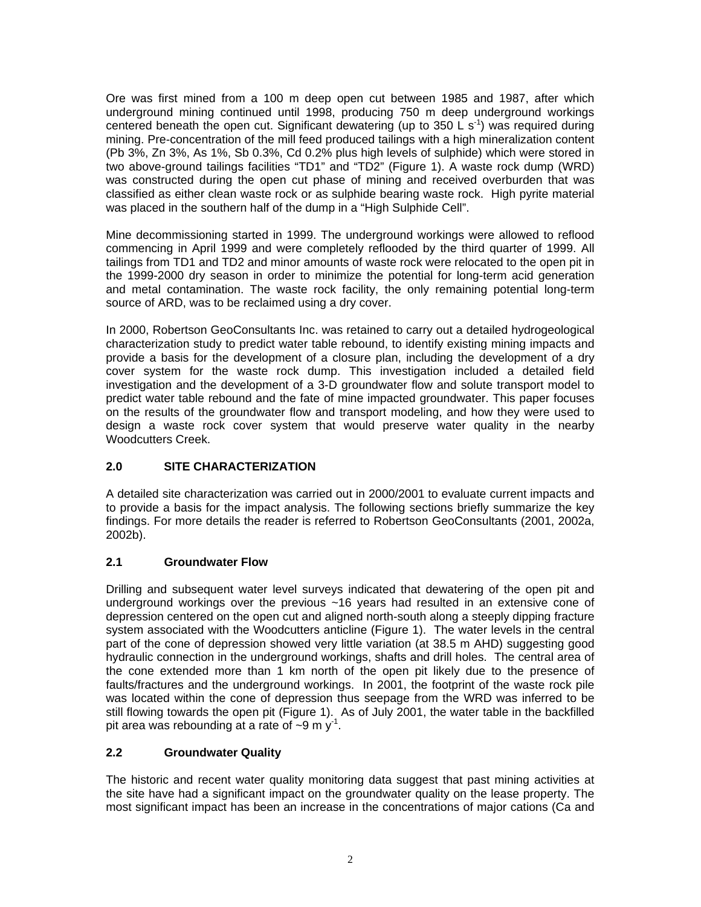Ore was first mined from a 100 m deep open cut between 1985 and 1987, after which underground mining continued until 1998, producing 750 m deep underground workings centered beneath the open cut. Significant dewatering (up to 350 L $s^{-1}$) was required during mining. Pre-concentration of the mill feed produced tailings with a high mineralization content (Pb 3%, Zn 3%, As 1%, Sb 0.3%, Cd 0.2% plus high levels of sulphide) which were stored in two above-ground tailings facilities "TD1" and "TD2" (Figure 1). A waste rock dump (WRD) was constructed during the open cut phase of mining and received overburden that was classified as either clean waste rock or as sulphide bearing waste rock. High pyrite material was placed in the southern half of the dump in a "High Sulphide Cell".

Mine decommissioning started in 1999. The underground workings were allowed to reflood commencing in April 1999 and were completely reflooded by the third quarter of 1999. All tailings from TD1 and TD2 and minor amounts of waste rock were relocated to the open pit in the 1999-2000 dry season in order to minimize the potential for long-term acid generation and metal contamination. The waste rock facility, the only remaining potential long-term source of ARD, was to be reclaimed using a dry cover.

In 2000, Robertson GeoConsultants Inc. was retained to carry out a detailed hydrogeological characterization study to predict water table rebound, to identify existing mining impacts and provide a basis for the development of a closure plan, including the development of a dry cover system for the waste rock dump. This investigation included a detailed field investigation and the development of a 3-D groundwater flow and solute transport model to predict water table rebound and the fate of mine impacted groundwater. This paper focuses on the results of the groundwater flow and transport modeling, and how they were used to design a waste rock cover system that would preserve water quality in the nearby Woodcutters Creek.

## 2.0 SITE CHARACTERIZATION

A detailed site characterization was carried out in 2000/2001 to evaluate current impacts and to provide a basis for the impact analysis. The following sections briefly summarize the key findings. For more details the reader is referred to Robertson GeoConsultants (2001, 2002a, 2002b).

### 2.1 Groundwater Flow

Drilling and subsequent water level surveys indicated that dewatering of the open pit and underground workings over the previous ~16 years had resulted in an extensive cone of depression centered on the open cut and aligned north-south along a steeply dipping fracture system associated with the Woodcutters anticline (Figure 1). The water levels in the central part of the cone of depression showed very little variation (at 38.5 m AHD) suggesting good hydraulic connection in the underground workings, shafts and drill holes. The central area of the cone extended more than 1 km north of the open pit likely due to the presence of faults/fractures and the underground workings. In 2001, the footprint of the waste rock pile was located within the cone of depression thus seepage from the WRD was inferred to be still flowing towards the open pit (Figure 1). As of July 2001, the water table in the backfilled pit area was rebounding at a rate of ~9 m $y^{-1}$.

### 2.2 Groundwater Quality

The historic and recent water quality monitoring data suggest that past mining activities at the site have had a significant impact on the groundwater quality on the lease property. The most significant impact has been an increase in the concentrations of major cations (Ca and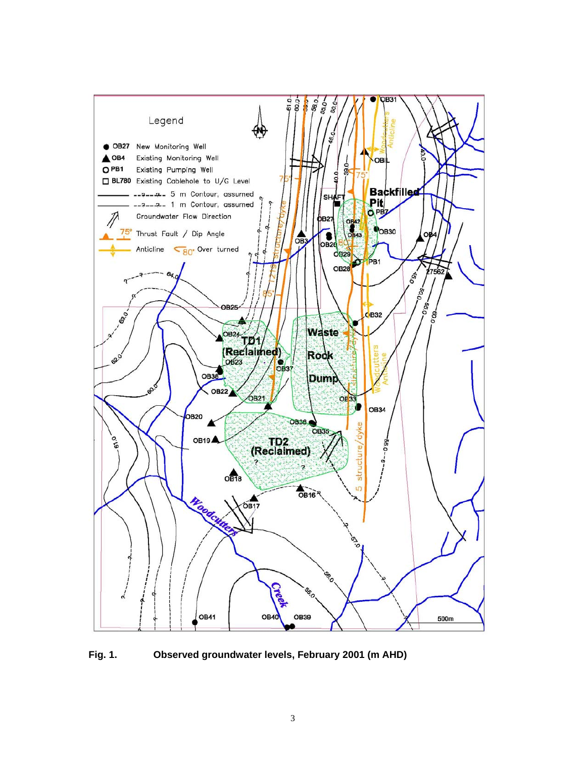**Fig. 1. Observed groundwater levels, February 2001 (m AHD)**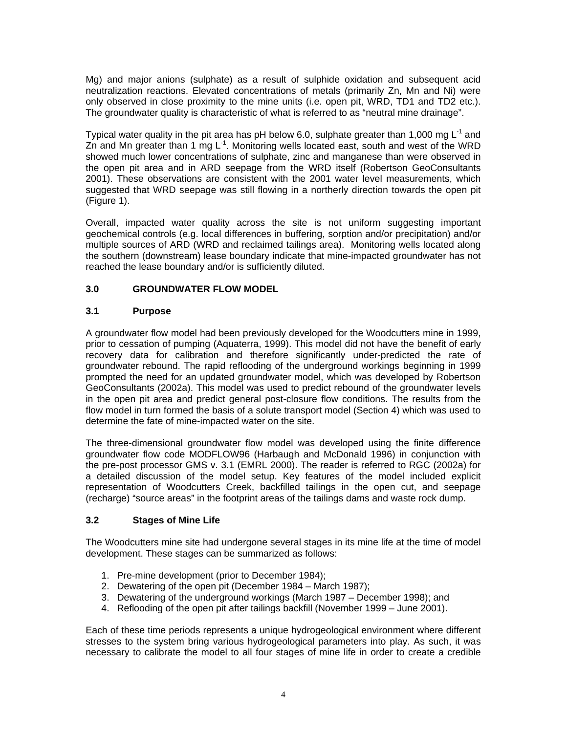Mg) and major anions (sulphate) as a result of sulphide oxidation and subsequent acid neutralization reactions. Elevated concentrations of metals (primarily Zn, Mn and Ni) were only observed in close proximity to the mine units (i.e. open pit, WRD, TD1 and TD2 etc.). The groundwater quality is characteristic of what is referred to as "neutral mine drainage".

Typical water quality in the pit area has pH below 6.0, sulphate greater than 1,000 mg $L^{-1}$ and Zn and Mn greater than 1 mg $L^{-1}$. Monitoring wells located east, south and west of the WRD showed much lower concentrations of sulphate, zinc and manganese than were observed in the open pit area and in ARD seepage from the WRD itself (Robertson GeoConsultants 2001). These observations are consistent with the 2001 water level measurements, which suggested that WRD seepage was still flowing in a northerly direction towards the open pit (Figure 1).

Overall, impacted water quality across the site is not uniform suggesting important geochemical controls (e.g. local differences in buffering, sorption and/or precipitation) and/or multiple sources of ARD (WRD and reclaimed tailings area). Monitoring wells located along the southern (downstream) lease boundary indicate that mine-impacted groundwater has not reached the lease boundary and/or is sufficiently diluted.

## 3.0 GROUNDWATER FLOW MODEL

### 3.1 Purpose

A groundwater flow model had been previously developed for the Woodcutters mine in 1999, prior to cessation of pumping (Aquaterra, 1999). This model did not have the benefit of early recovery data for calibration and therefore significantly under-predicted the rate of groundwater rebound. The rapid reflooding of the underground workings beginning in 1999 prompted the need for an updated groundwater model, which was developed by Robertson GeoConsultants (2002a). This model was used to predict rebound of the groundwater levels in the open pit area and predict general post-closure flow conditions. The results from the flow model in turn formed the basis of a solute transport model (Section 4) which was used to determine the fate of mine-impacted water on the site.

The three-dimensional groundwater flow model was developed using the finite difference groundwater flow code MODFLOW96 (Harbaugh and McDonald 1996) in conjunction with the pre-post processor GMS v. 3.1 (EMRL 2000). The reader is referred to RGC (2002a) for a detailed discussion of the model setup. Key features of the model included explicit representation of Woodcutters Creek, backfilled tailings in the open cut, and seepage (recharge) "source areas" in the footprint areas of the tailings dams and waste rock dump.

### 3.2 Stages of Mine Life

The Woodcutters mine site had undergone several stages in its mine life at the time of model development. These stages can be summarized as follows:

1. Pre-mine development (prior to December 1984);
2. Dewatering of the open pit (December 1984 – March 1987);
3. Dewatering of the underground workings (March 1987 – December 1998); and
4. Reflooding of the open pit after tailings backfill (November 1999 – June 2001).

Each of these time periods represents a unique hydrogeological environment where different stresses to the system bring various hydrogeological parameters into play. As such, it was necessary to calibrate the model to all four stages of mine life in order to create a credible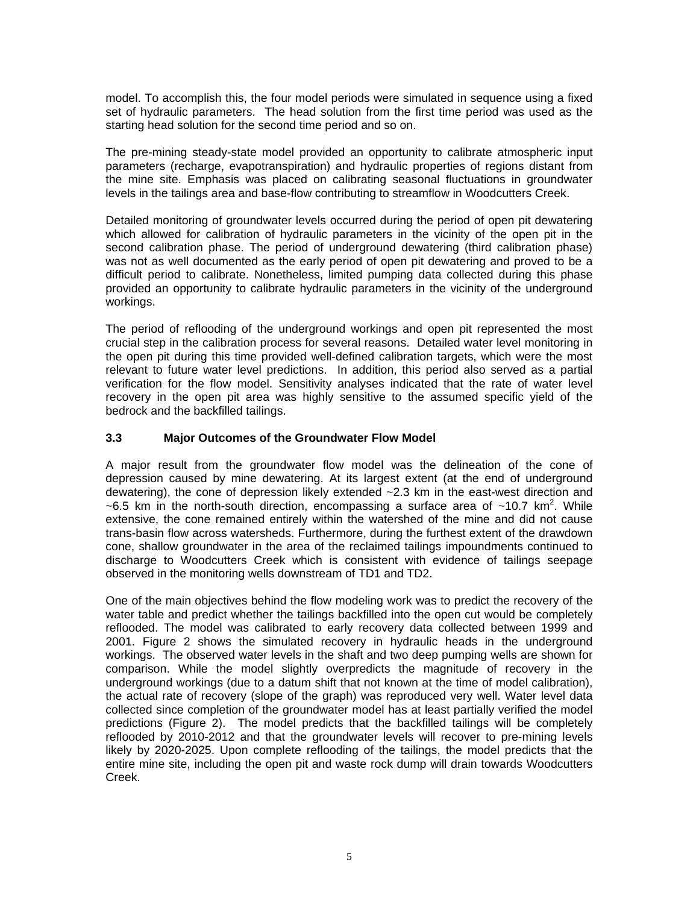model. To accomplish this, the four model periods were simulated in sequence using a fixed set of hydraulic parameters. The head solution from the first time period was used as the starting head solution for the second time period and so on.

The pre-mining steady-state model provided an opportunity to calibrate atmospheric input parameters (recharge, evapotranspiration) and hydraulic properties of regions distant from the mine site. Emphasis was placed on calibrating seasonal fluctuations in groundwater levels in the tailings area and base-flow contributing to streamflow in Woodcutters Creek.

Detailed monitoring of groundwater levels occurred during the period of open pit dewatering which allowed for calibration of hydraulic parameters in the vicinity of the open pit in the second calibration phase. The period of underground dewatering (third calibration phase) was not as well documented as the early period of open pit dewatering and proved to be a difficult period to calibrate. Nonetheless, limited pumping data collected during this phase provided an opportunity to calibrate hydraulic parameters in the vicinity of the underground workings.

The period of reflooding of the underground workings and open pit represented the most crucial step in the calibration process for several reasons. Detailed water level monitoring in the open pit during this time provided well-defined calibration targets, which were the most relevant to future water level predictions. In addition, this period also served as a partial verification for the flow model. Sensitivity analyses indicated that the rate of water level recovery in the open pit area was highly sensitive to the assumed specific yield of the bedrock and the backfilled tailings.

### 3.3 Major Outcomes of the Groundwater Flow Model

A major result from the groundwater flow model was the delineation of the cone of depression caused by mine dewatering. At its largest extent (at the end of underground dewatering), the cone of depression likely extended ~2.3 km in the east-west direction and ~6.5 km in the north-south direction, encompassing a surface area of ~10.7 km$^2$. While extensive, the cone remained entirely within the watershed of the mine and did not cause trans-basin flow across watersheds. Furthermore, during the furthest extent of the drawdown cone, shallow groundwater in the area of the reclaimed tailings impoundments continued to discharge to Woodcutters Creek which is consistent with evidence of tailings seepage observed in the monitoring wells downstream of TD1 and TD2.

One of the main objectives behind the flow modeling work was to predict the recovery of the water table and predict whether the tailings backfilled into the open cut would be completely reflooded. The model was calibrated to early recovery data collected between 1999 and 2001. Figure 2 shows the simulated recovery in hydraulic heads in the underground workings. The observed water levels in the shaft and two deep pumping wells are shown for comparison. While the model slightly overpredicts the magnitude of recovery in the underground workings (due to a datum shift that not known at the time of model calibration), the actual rate of recovery (slope of the graph) was reproduced very well. Water level data collected since completion of the groundwater model has at least partially verified the model predictions (Figure 2). The model predicts that the backfilled tailings will be completely reflooded by 2010-2012 and that the groundwater levels will recover to pre-mining levels likely by 2020-2025. Upon complete reflooding of the tailings, the model predicts that the entire mine site, including the open pit and waste rock dump will drain towards Woodcutters Creek.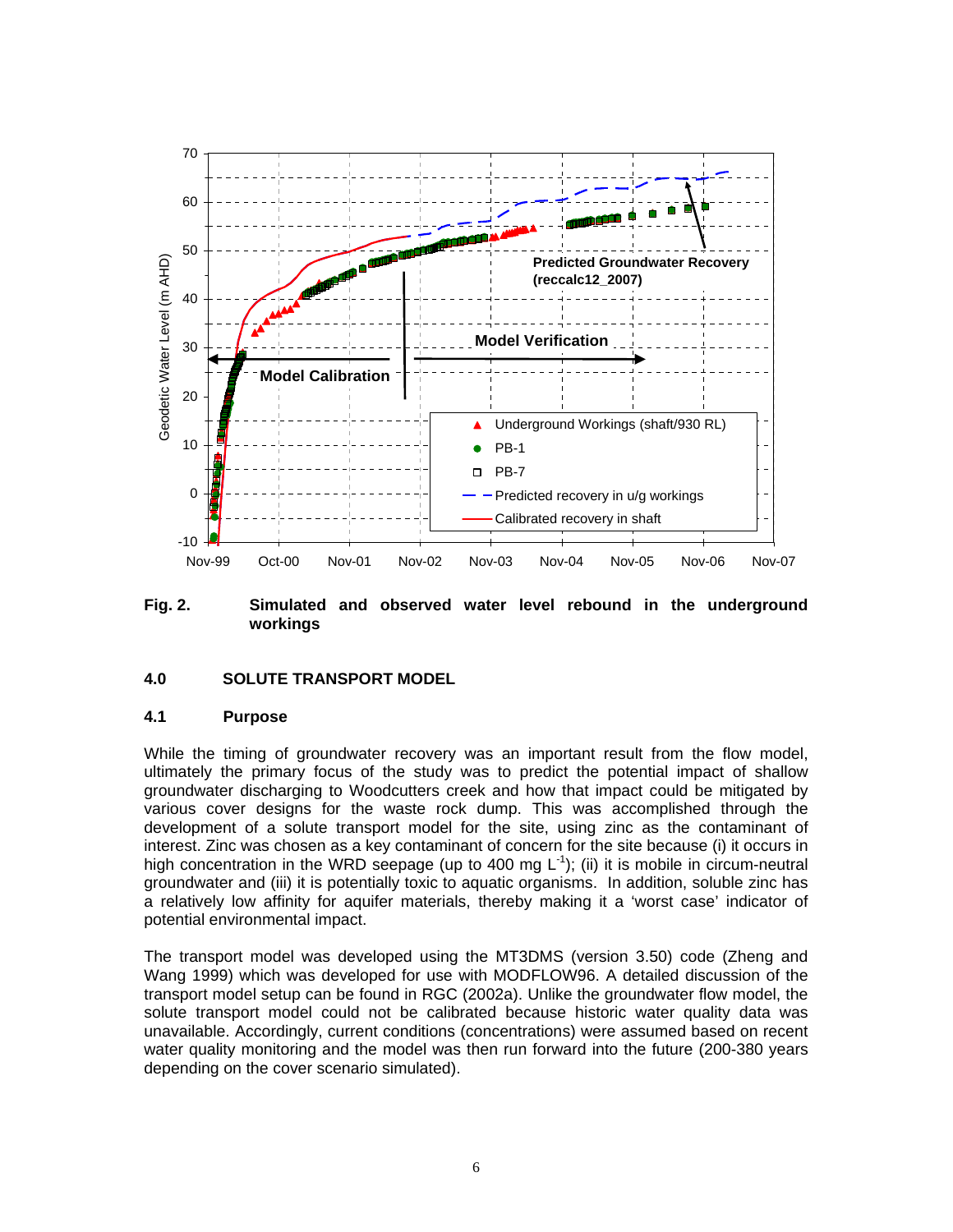Fig. 2. **Simulated and observed water level rebound in the underground workings**

## 4.0 SOLUTE TRANSPORT MODEL

### 4.1 Purpose

While the timing of groundwater recovery was an important result from the flow model, ultimately the primary focus of the study was to predict the potential impact of shallow groundwater discharging to Woodcutters creek and how that impact could be mitigated by various cover designs for the waste rock dump. This was accomplished through the development of a solute transport model for the site, using zinc as the contaminant of interest. Zinc was chosen as a key contaminant of concern for the site because (i) it occurs in high concentration in the WRD seepage (up to 400 mg $L^{-1}$); (ii) it is mobile in circum-neutral groundwater and (iii) it is potentially toxic to aquatic organisms. In addition, soluble zinc has a relatively low affinity for aquifer materials, thereby making it a 'worst case' indicator of potential environmental impact.

The transport model was developed using the MT3DMS (version 3.50) code (Zheng and Wang 1999) which was developed for use with MODFLOW96. A detailed discussion of the transport model setup can be found in RGC (2002a). Unlike the groundwater flow model, the solute transport model could not be calibrated because historic water quality data was unavailable. Accordingly, current conditions (concentrations) were assumed based on recent water quality monitoring and the model was then run forward into the future (200-380 years depending on the cover scenario simulated).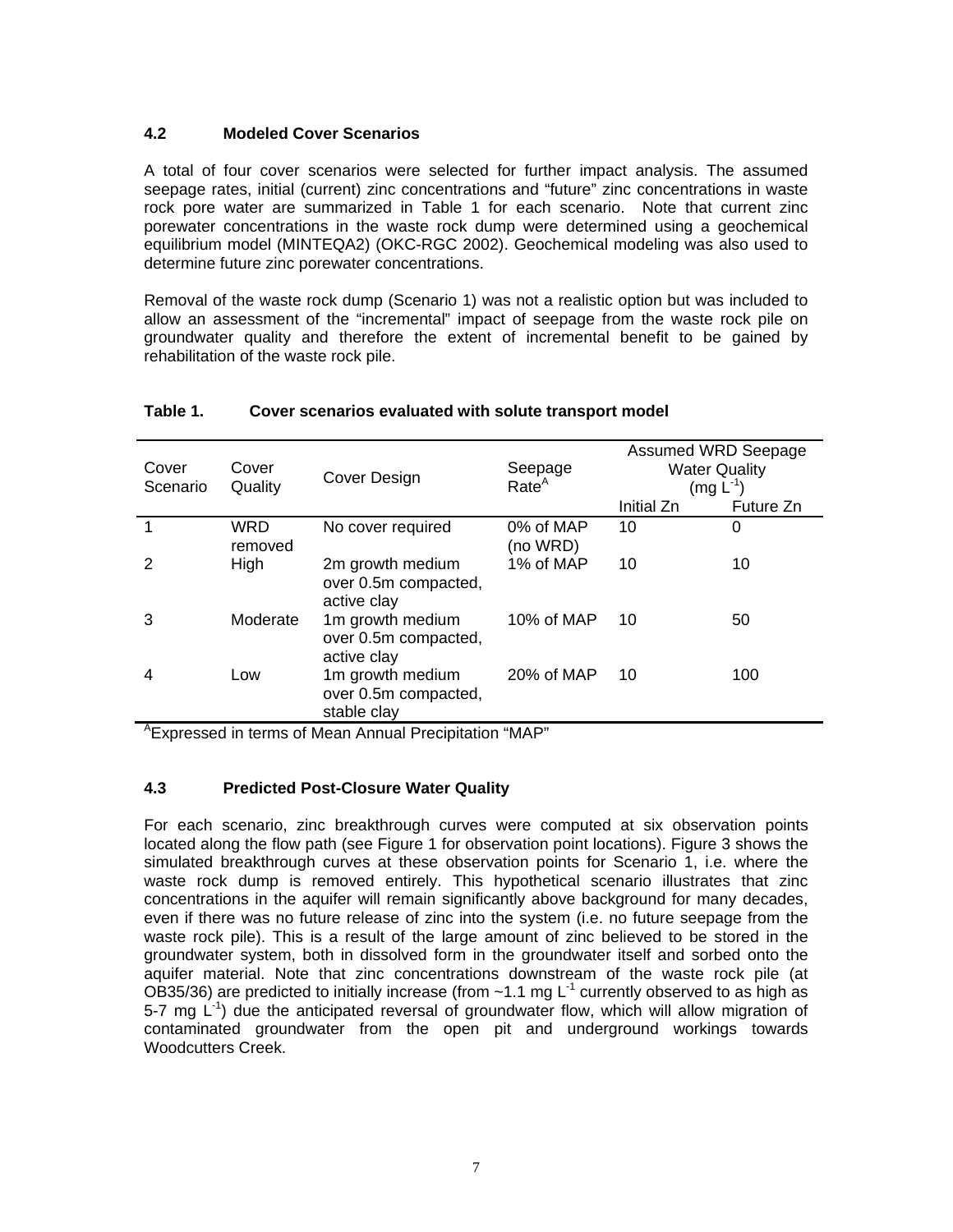### 4.2 Modeled Cover Scenarios

A total of four cover scenarios were selected for further impact analysis. The assumed seepage rates, initial (current) zinc concentrations and "future" zinc concentrations in waste rock pore water are summarized in Table 1 for each scenario. Note that current zinc porewater concentrations in the waste rock dump were determined using a geochemical equilibrium model (MINTEQA2) (OKC-RGC 2002). Geochemical modeling was also used to determine future zinc porewater concentrations.

Removal of the waste rock dump (Scenario 1) was not a realistic option but was included to allow an assessment of the "incremental" impact of seepage from the waste rock pile on groundwater quality and therefore the extent of incremental benefit to be gained by rehabilitation of the waste rock pile.

**Table 1. Cover scenarios evaluated with solute transport model**

| Cover Scenario | Cover Quality | Cover Design | Seepage Rate[A] | Assumed WRD Seepage Water Quality (mg $L^{-1}$) | |
|---|---|---|---|---|---|
| | | | | Initial Zn | Future Zn |
| 1 | WRD removed | No cover required | 0% of MAP (no WRD) | 10 | 0 |
| 2 | High | 2m growth medium over 0.5m compacted, active clay | 1% of MAP | 10 | 10 |
| 3 | Moderate | 1m growth medium over 0.5m compacted, active clay | 10% of MAP | 10 | 50 |
| 4 | Low | 1m growth medium over 0.5m compacted, stable clay | 20% of MAP | 10 | 100 |

[A]Expressed in terms of Mean Annual Precipitation "MAP"

### 4.3 Predicted Post-Closure Water Quality

For each scenario, zinc breakthrough curves were computed at six observation points located along the flow path (see Figure 1 for observation point locations). Figure 3 shows the simulated breakthrough curves at these observation points for Scenario 1, i.e. where the waste rock dump is removed entirely. This hypothetical scenario illustrates that zinc concentrations in the aquifer will remain significantly above background for many decades, even if there was no future release of zinc into the system (i.e. no future seepage from the waste rock pile). This is a result of the large amount of zinc believed to be stored in the groundwater system, both in dissolved form in the groundwater itself and sorbed onto the aquifer material. Note that zinc concentrations downstream of the waste rock pile (at OB35/36) are predicted to initially increase (from ~1.1 mg $L^{-1}$ currently observed to as high as 5-7 mg $L^{-1}$) due the anticipated reversal of groundwater flow, which will allow migration of contaminated groundwater from the open pit and underground workings towards Woodcutters Creek.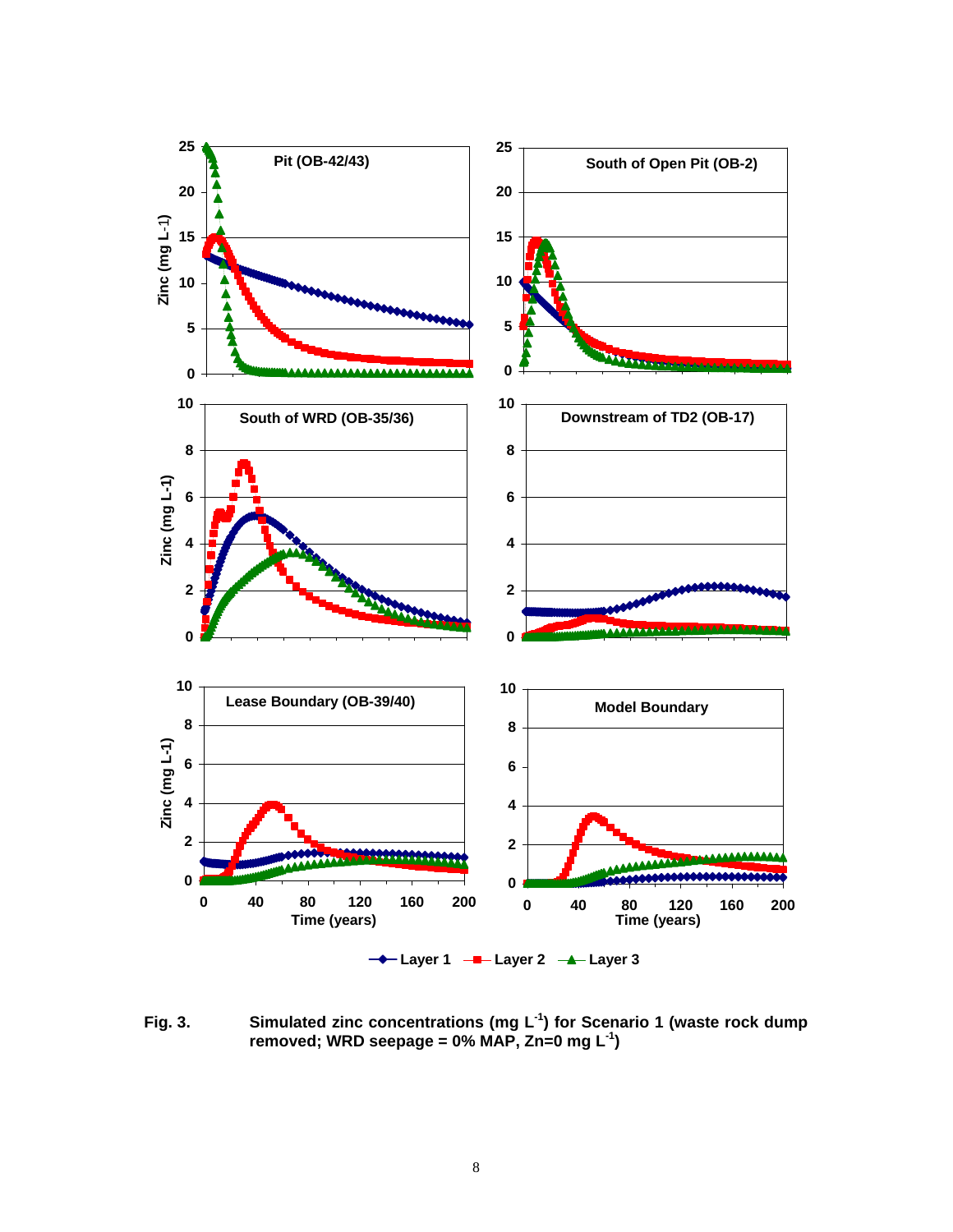Fig. 3. Simulated zinc concentrations (mg $L^{-1}$) for Scenario 1 (waste rock dump removed; WRD seepage = 0% MAP, Zn=0 mg $L^{-1}$)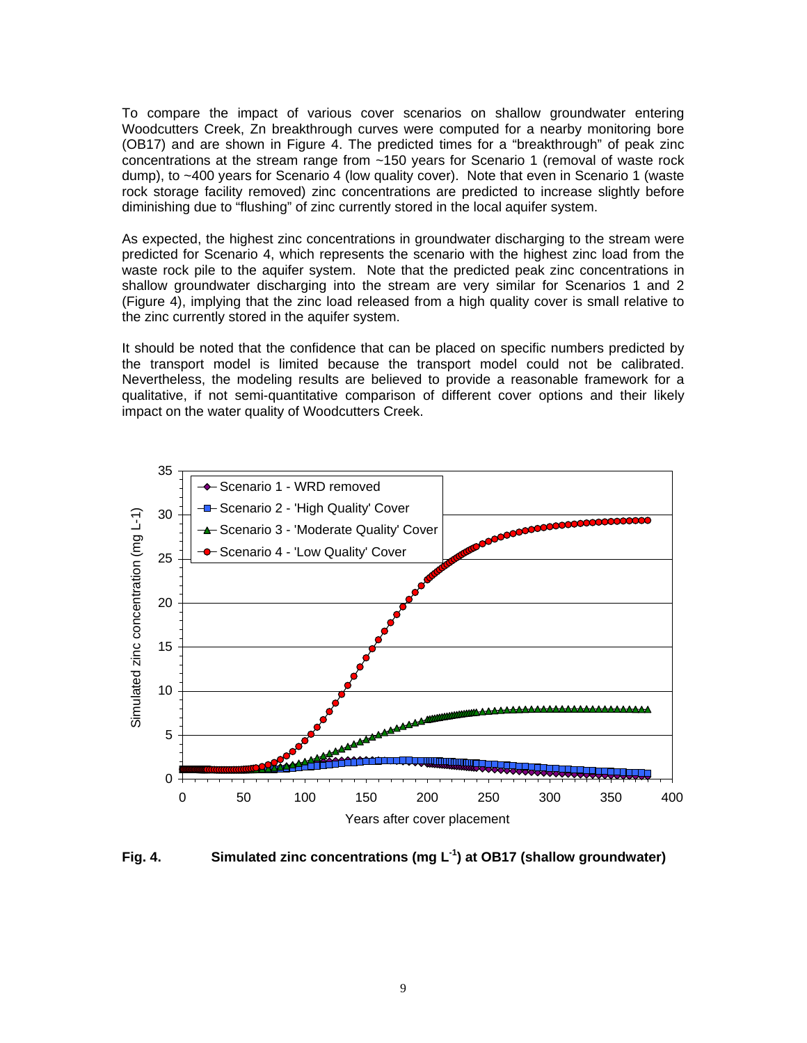To compare the impact of various cover scenarios on shallow groundwater entering Woodcutters Creek, Zn breakthrough curves were computed for a nearby monitoring bore (OB17) and are shown in Figure 4. The predicted times for a "breakthrough" of peak zinc concentrations at the stream range from ~150 years for Scenario 1 (removal of waste rock dump), to ~400 years for Scenario 4 (low quality cover). Note that even in Scenario 1 (waste rock storage facility removed) zinc concentrations are predicted to increase slightly before diminishing due to "flushing" of zinc currently stored in the local aquifer system.

As expected, the highest zinc concentrations in groundwater discharging to the stream were predicted for Scenario 4, which represents the scenario with the highest zinc load from the waste rock pile to the aquifer system. Note that the predicted peak zinc concentrations in shallow groundwater discharging into the stream are very similar for Scenarios 1 and 2 (Figure 4), implying that the zinc load released from a high quality cover is small relative to the zinc currently stored in the aquifer system.

It should be noted that the confidence that can be placed on specific numbers predicted by the transport model is limited because the transport model could not be calibrated. Nevertheless, the modeling results are believed to provide a reasonable framework for a qualitative, if not semi-quantitative comparison of different cover options and their likely impact on the water quality of Woodcutters Creek.

**Fig. 4. Simulated zinc concentrations (mg $L^{-1}$) at OB17 (shallow groundwater)**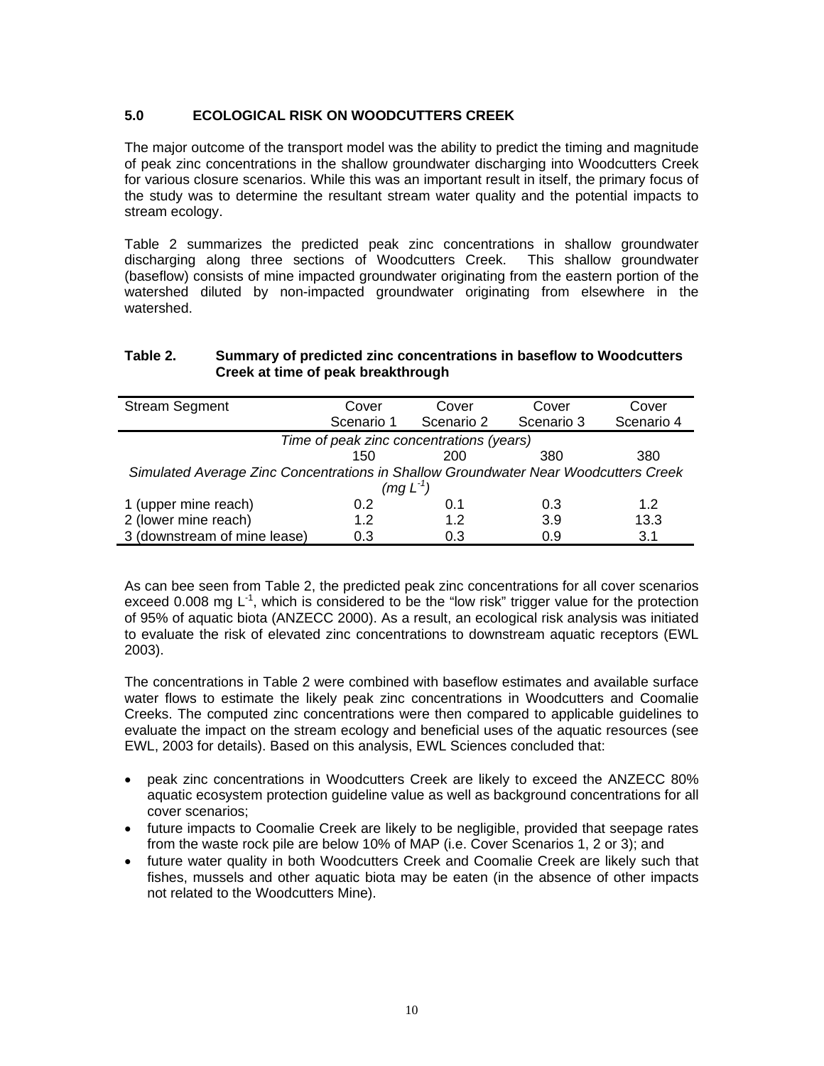## 5.0 ECOLOGICAL RISK ON WOODCUTTERS CREEK

The major outcome of the transport model was the ability to predict the timing and magnitude of peak zinc concentrations in the shallow groundwater discharging into Woodcutters Creek for various closure scenarios. While this was an important result in itself, the primary focus of the study was to determine the resultant stream water quality and the potential impacts to stream ecology.

Table 2 summarizes the predicted peak zinc concentrations in shallow groundwater discharging along three sections of Woodcutters Creek. This shallow groundwater (baseflow) consists of mine impacted groundwater originating from the eastern portion of the watershed diluted by non-impacted groundwater originating from elsewhere in the watershed.

**Table 2. Summary of predicted zinc concentrations in baseflow to Woodcutters Creek at time of peak breakthrough**

| Stream Segment | Cover Scenario 1 | Cover Scenario 2 | Cover Scenario 3 | Cover Scenario 4 |
|---|---|---|---|---|
| *Time of peak zinc concentrations (years)* | | | | |
| | 150 | 200 | 380 | 380 |
| *Simulated Average Zinc Concentrations in Shallow Groundwater Near Woodcutters Creek (mg $L^{-1}$)* | | | | |
| 1 (upper mine reach) | 0.2 | 0.1 | 0.3 | 1.2 |
| 2 (lower mine reach) | 1.2 | 1.2 | 3.9 | 13.3 |
| 3 (downstream of mine lease) | 0.3 | 0.3 | 0.9 | 3.1 |

As can bee seen from Table 2, the predicted peak zinc concentrations for all cover scenarios exceed 0.008 mg $L^{-1}$, which is considered to be the "low risk" trigger value for the protection of 95% of aquatic biota (ANZECC 2000). As a result, an ecological risk analysis was initiated to evaluate the risk of elevated zinc concentrations to downstream aquatic receptors (EWL 2003).

The concentrations in Table 2 were combined with baseflow estimates and available surface water flows to estimate the likely peak zinc concentrations in Woodcutters and Coomalie Creeks. The computed zinc concentrations were then compared to applicable guidelines to evaluate the impact on the stream ecology and beneficial uses of the aquatic resources (see EWL, 2003 for details). Based on this analysis, EWL Sciences concluded that:

- peak zinc concentrations in Woodcutters Creek are likely to exceed the ANZECC 80% aquatic ecosystem protection guideline value as well as background concentrations for all cover scenarios;
- future impacts to Coomalie Creek are likely to be negligible, provided that seepage rates from the waste rock pile are below 10% of MAP (i.e. Cover Scenarios 1, 2 or 3); and
- future water quality in both Woodcutters Creek and Coomalie Creek are likely such that fishes, mussels and other aquatic biota may be eaten (in the absence of other impacts not related to the Woodcutters Mine).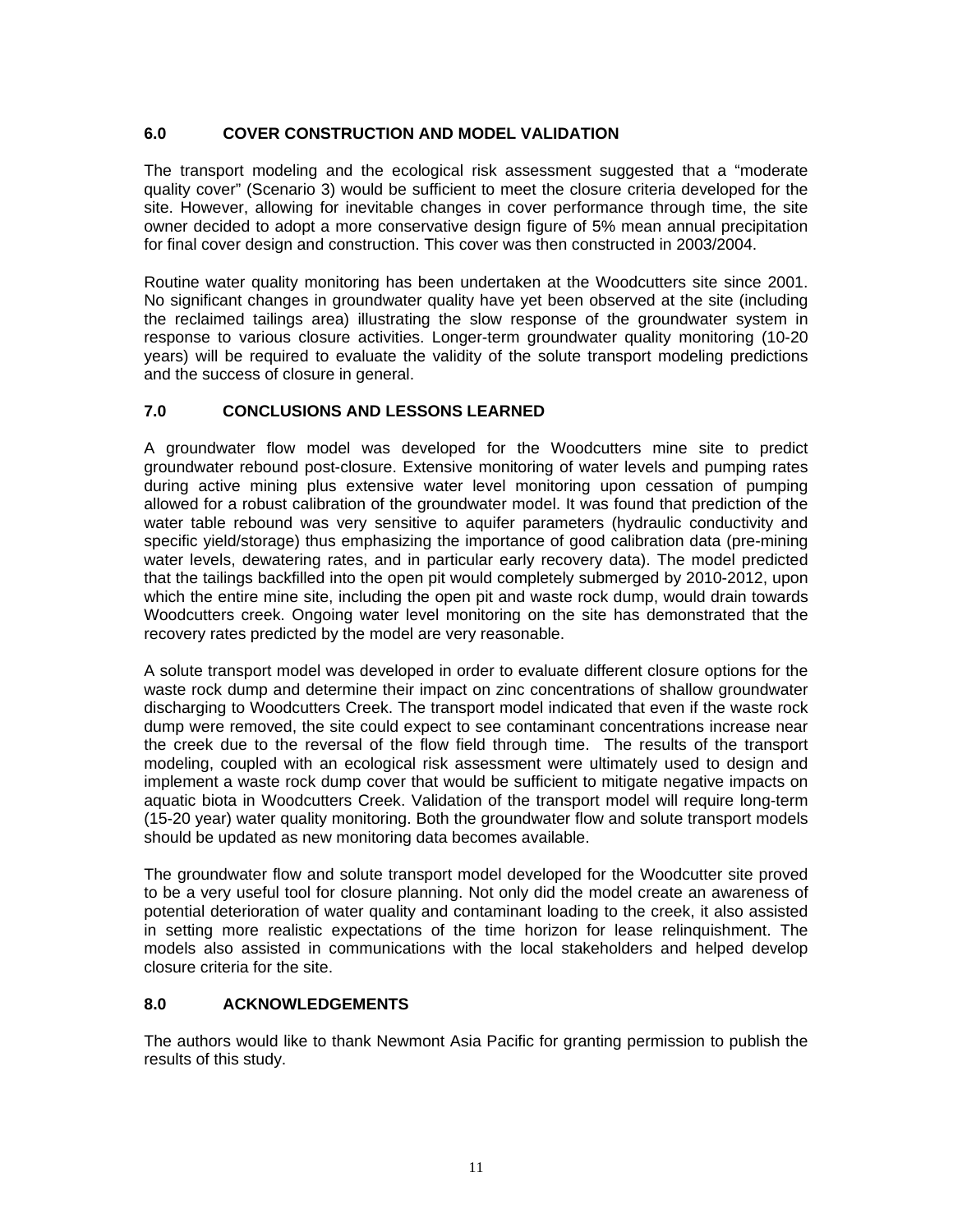## 6.0 COVER CONSTRUCTION AND MODEL VALIDATION

The transport modeling and the ecological risk assessment suggested that a "moderate quality cover" (Scenario 3) would be sufficient to meet the closure criteria developed for the site. However, allowing for inevitable changes in cover performance through time, the site owner decided to adopt a more conservative design figure of 5% mean annual precipitation for final cover design and construction. This cover was then constructed in 2003/2004.

Routine water quality monitoring has been undertaken at the Woodcutters site since 2001. No significant changes in groundwater quality have yet been observed at the site (including the reclaimed tailings area) illustrating the slow response of the groundwater system in response to various closure activities. Longer-term groundwater quality monitoring (10-20 years) will be required to evaluate the validity of the solute transport modeling predictions and the success of closure in general.

## 7.0 CONCLUSIONS AND LESSONS LEARNED

A groundwater flow model was developed for the Woodcutters mine site to predict groundwater rebound post-closure. Extensive monitoring of water levels and pumping rates during active mining plus extensive water level monitoring upon cessation of pumping allowed for a robust calibration of the groundwater model. It was found that prediction of the water table rebound was very sensitive to aquifer parameters (hydraulic conductivity and specific yield/storage) thus emphasizing the importance of good calibration data (pre-mining water levels, dewatering rates, and in particular early recovery data). The model predicted that the tailings backfilled into the open pit would completely submerged by 2010-2012, upon which the entire mine site, including the open pit and waste rock dump, would drain towards Woodcutters creek. Ongoing water level monitoring on the site has demonstrated that the recovery rates predicted by the model are very reasonable.

A solute transport model was developed in order to evaluate different closure options for the waste rock dump and determine their impact on zinc concentrations of shallow groundwater discharging to Woodcutters Creek. The transport model indicated that even if the waste rock dump were removed, the site could expect to see contaminant concentrations increase near the creek due to the reversal of the flow field through time. The results of the transport modeling, coupled with an ecological risk assessment were ultimately used to design and implement a waste rock dump cover that would be sufficient to mitigate negative impacts on aquatic biota in Woodcutters Creek. Validation of the transport model will require long-term (15-20 year) water quality monitoring. Both the groundwater flow and solute transport models should be updated as new monitoring data becomes available.

The groundwater flow and solute transport model developed for the Woodcutter site proved to be a very useful tool for closure planning. Not only did the model create an awareness of potential deterioration of water quality and contaminant loading to the creek, it also assisted in setting more realistic expectations of the time horizon for lease relinquishment. The models also assisted in communications with the local stakeholders and helped develop closure criteria for the site.

## 8.0 ACKNOWLEDGEMENTS

The authors would like to thank Newmont Asia Pacific for granting permission to publish the results of this study.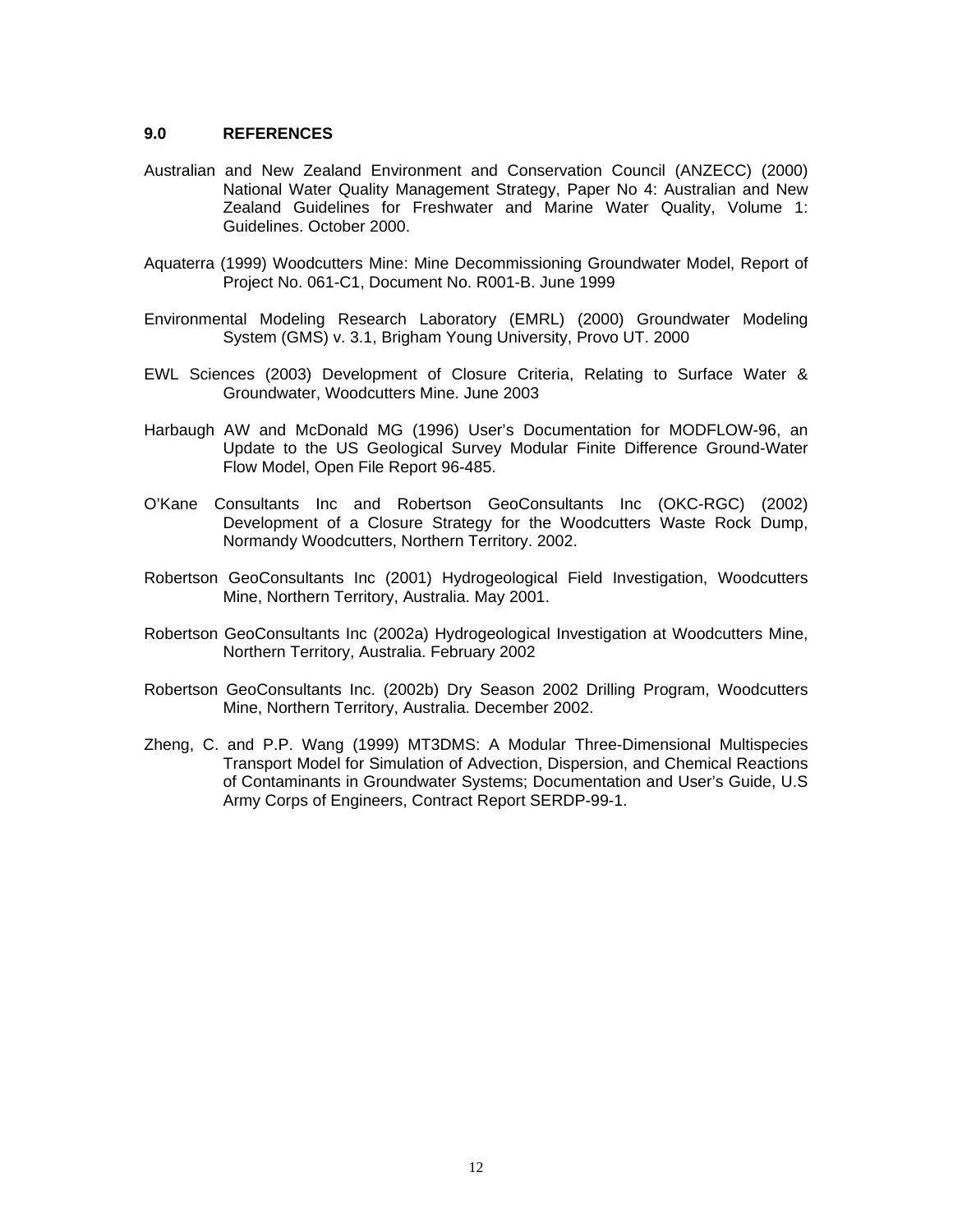## 9.0 REFERENCES

Australian and New Zealand Environment and Conservation Council (ANZECC) (2000) National Water Quality Management Strategy, Paper No 4: Australian and New Zealand Guidelines for Freshwater and Marine Water Quality, Volume 1: Guidelines. October 2000.

Aquaterra (1999) Woodcutters Mine: Mine Decommissioning Groundwater Model, Report of Project No. 061-C1, Document No. R001-B. June 1999

Environmental Modeling Research Laboratory (EMRL) (2000) Groundwater Modeling System (GMS) v. 3.1, Brigham Young University, Provo UT. 2000

EWL Sciences (2003) Development of Closure Criteria, Relating to Surface Water & Groundwater, Woodcutters Mine. June 2003

Harbaugh AW and McDonald MG (1996) User's Documentation for MODFLOW-96, an Update to the US Geological Survey Modular Finite Difference Ground-Water Flow Model, Open File Report 96-485.

O'Kane Consultants Inc and Robertson GeoConsultants Inc (OKC-RGC) (2002) Development of a Closure Strategy for the Woodcutters Waste Rock Dump, Normandy Woodcutters, Northern Territory. 2002.

Robertson GeoConsultants Inc (2001) Hydrogeological Field Investigation, Woodcutters Mine, Northern Territory, Australia. May 2001.

Robertson GeoConsultants Inc (2002a) Hydrogeological Investigation at Woodcutters Mine, Northern Territory, Australia. February 2002

Robertson GeoConsultants Inc. (2002b) Dry Season 2002 Drilling Program, Woodcutters Mine, Northern Territory, Australia. December 2002.

Zheng, C. and P.P. Wang (1999) MT3DMS: A Modular Three-Dimensional Multispecies Transport Model for Simulation of Advection, Dispersion, and Chemical Reactions of Contaminants in Groundwater Systems; Documentation and User's Guide, U.S Army Corps of Engineers, Contract Report SERDP-99-1.